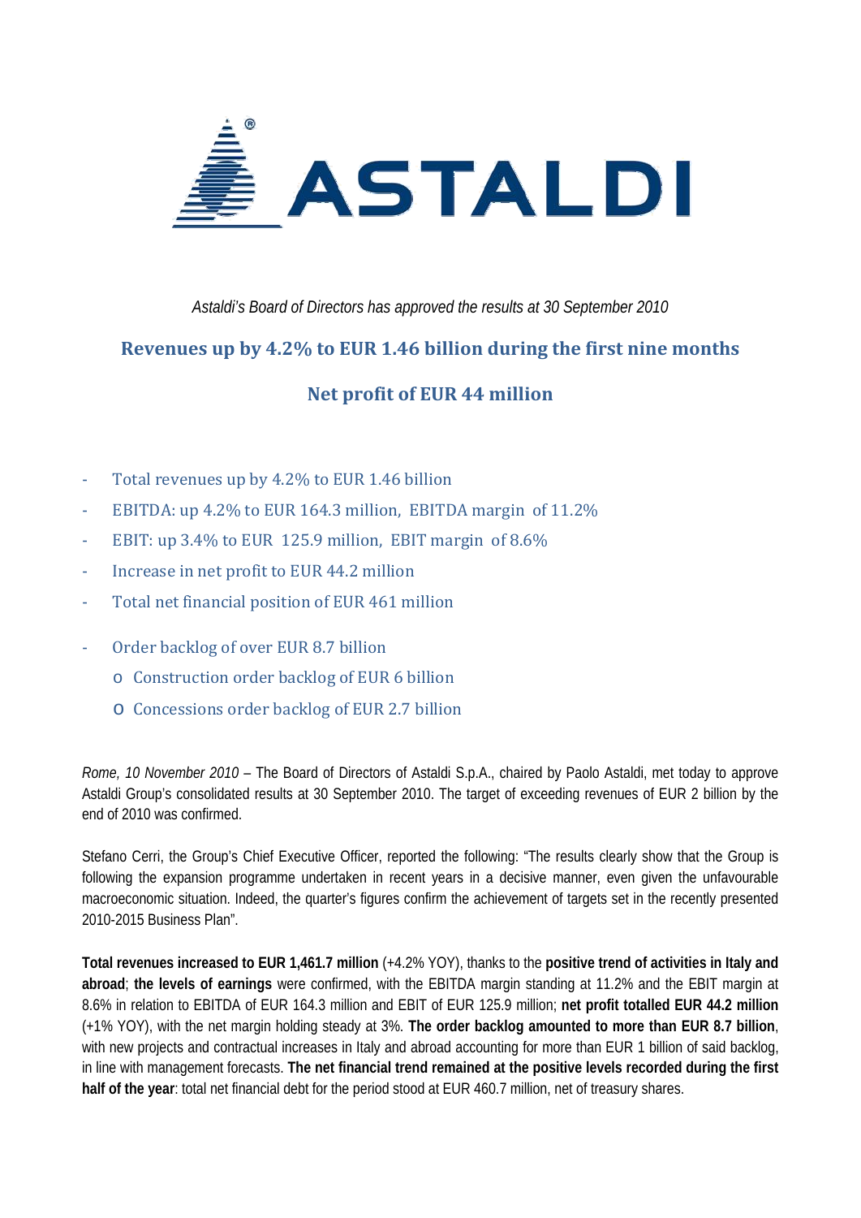*Astaldi's Board of Directors has approved the results at 30 September 2010*

## Revenues up by 4.2% to EUR 1.46 billion during the first nine months

## Net profit of EUR 44 million

- Total revenues up by 4.2% to EUR 1.46 billion
- EBITDA: up 4.2% to EUR 164.3 million, EBITDA margin of 11.2%
- EBIT: up 3.4% to EUR 125.9 million, EBIT margin of 8.6%
- Increase in net profit to EUR 44.2 million
- Total net financial position of EUR 461 million
- Order backlog of over EUR 8.7 billion
  - Construction order backlog of EUR 6 billion
  - Concessions order backlog of EUR 2.7 billion

*Rome, 10 November 2010* – The Board of Directors of Astaldi S.p.A., chaired by Paolo Astaldi, met today to approve Astaldi Group's consolidated results at 30 September 2010. The target of exceeding revenues of EUR 2 billion by the end of 2010 was confirmed.

Stefano Cerri, the Group's Chief Executive Officer, reported the following: "The results clearly show that the Group is following the expansion programme undertaken in recent years in a decisive manner, even given the unfavourable macroeconomic situation. Indeed, the quarter's figures confirm the achievement of targets set in the recently presented 2010-2015 Business Plan".

**Total revenues increased to EUR 1,461.7 million** (+4.2% YOY), thanks to the **positive trend of activities in Italy and abroad**; **the levels of earnings** were confirmed, with the EBITDA margin standing at 11.2% and the EBIT margin at 8.6% in relation to EBITDA of EUR 164.3 million and EBIT of EUR 125.9 million; **net profit totalled EUR 44.2 million** (+1% YOY), with the net margin holding steady at 3%. **The order backlog amounted to more than EUR 8.7 billion**, with new projects and contractual increases in Italy and abroad accounting for more than EUR 1 billion of said backlog, in line with management forecasts. **The net financial trend remained at the positive levels recorded during the first half of the year**: total net financial debt for the period stood at EUR 460.7 million, net of treasury shares.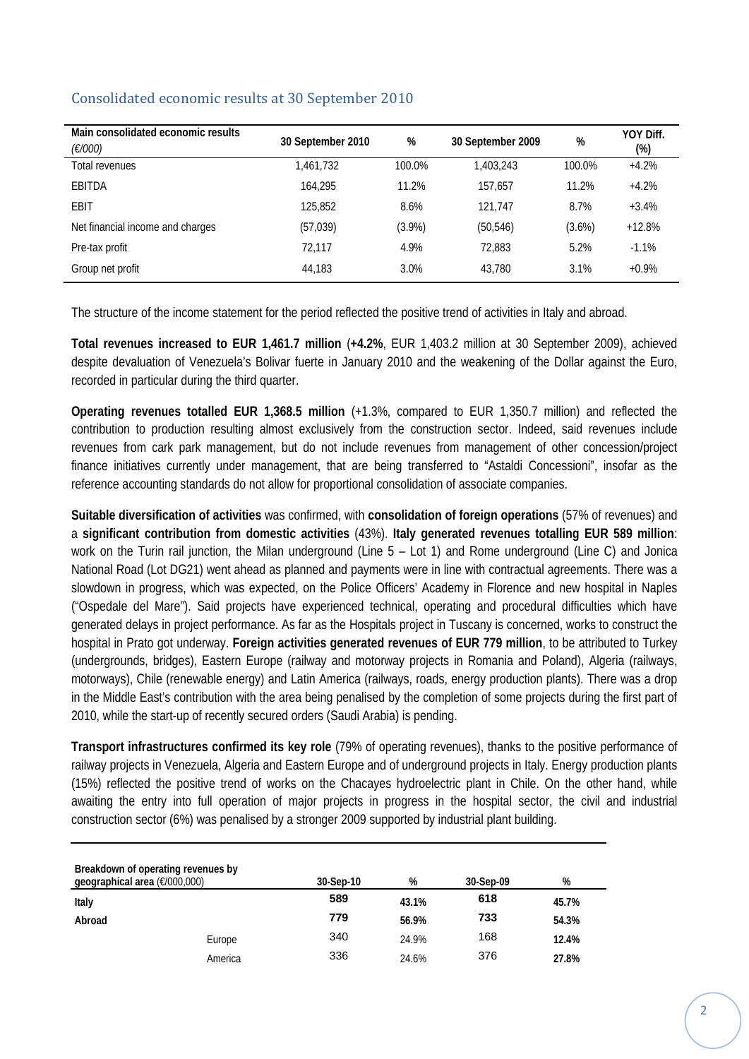## Consolidated economic results at 30 September 2010

| Main consolidated economic results *(€/000)* | 30 September 2010 | % | 30 September 2009 | % | YOY Diff. (%) |
|---|---|---|---|---|---|
| Total revenues | 1,461,732 | 100.0% | 1,403,243 | 100.0% | +4.2% |
| EBITDA | 164,295 | 11.2% | 157,657 | 11.2% | +4.2% |
| EBIT | 125,852 | 8.6% | 121,747 | 8.7% | +3.4% |
| Net financial income and charges | (57,039) | (3.9%) | (50,546) | (3.6%) | +12.8% |
| Pre-tax profit | 72,117 | 4.9% | 72,883 | 5.2% | -1.1% |
| Group net profit | 44,183 | 3.0% | 43,780 | 3.1% | +0.9% |

The structure of the income statement for the period reflected the positive trend of activities in Italy and abroad.

**Total revenues increased to EUR 1,461.7 million** (**+4.2%**, EUR 1,403.2 million at 30 September 2009), achieved despite devaluation of Venezuela's Bolivar fuerte in January 2010 and the weakening of the Dollar against the Euro, recorded in particular during the third quarter.

**Operating revenues totalled EUR 1,368.5 million** (+1.3%, compared to EUR 1,350.7 million) and reflected the contribution to production resulting almost exclusively from the construction sector. Indeed, said revenues include revenues from cark park management, but do not include revenues from management of other concession/project finance initiatives currently under management, that are being transferred to "Astaldi Concessioni", insofar as the reference accounting standards do not allow for proportional consolidation of associate companies.

**Suitable diversification of activities** was confirmed, with **consolidation of foreign operations** (57% of revenues) and a **significant contribution from domestic activities** (43%). **Italy generated revenues totalling EUR 589 million**: work on the Turin rail junction, the Milan underground (Line 5 – Lot 1) and Rome underground (Line C) and Jonica National Road (Lot DG21) went ahead as planned and payments were in line with contractual agreements. There was a slowdown in progress, which was expected, on the Police Officers' Academy in Florence and new hospital in Naples ("Ospedale del Mare"). Said projects have experienced technical, operating and procedural difficulties which have generated delays in project performance. As far as the Hospitals project in Tuscany is concerned, works to construct the hospital in Prato got underway. **Foreign activities generated revenues of EUR 779 million**, to be attributed to Turkey (undergrounds, bridges), Eastern Europe (railway and motorway projects in Romania and Poland), Algeria (railways, motorways), Chile (renewable energy) and Latin America (railways, roads, energy production plants). There was a drop in the Middle East's contribution with the area being penalised by the completion of some projects during the first part of 2010, while the start-up of recently secured orders (Saudi Arabia) is pending.

**Transport infrastructures confirmed its key role** (79% of operating revenues), thanks to the positive performance of railway projects in Venezuela, Algeria and Eastern Europe and of underground projects in Italy. Energy production plants (15%) reflected the positive trend of works on the Chacayes hydroelectric plant in Chile. On the other hand, while awaiting the entry into full operation of major projects in progress in the hospital sector, the civil and industrial construction sector (6%) was penalised by a stronger 2009 supported by industrial plant building.

| Breakdown of operating revenues by geographical area (€/000,000) | | 30-Sep-10 | % | 30-Sep-09 | % |
|---|---|---|---|---|---|
| **Italy** | | **589** | **43.1%** | **618** | **45.7%** |
| **Abroad** | | **779** | **56.9%** | **733** | **54.3%** |
| | Europe | 340 | 24.9% | 168 | **12.4%** |
| | America | 336 | 24.6% | 376 | **27.8%** |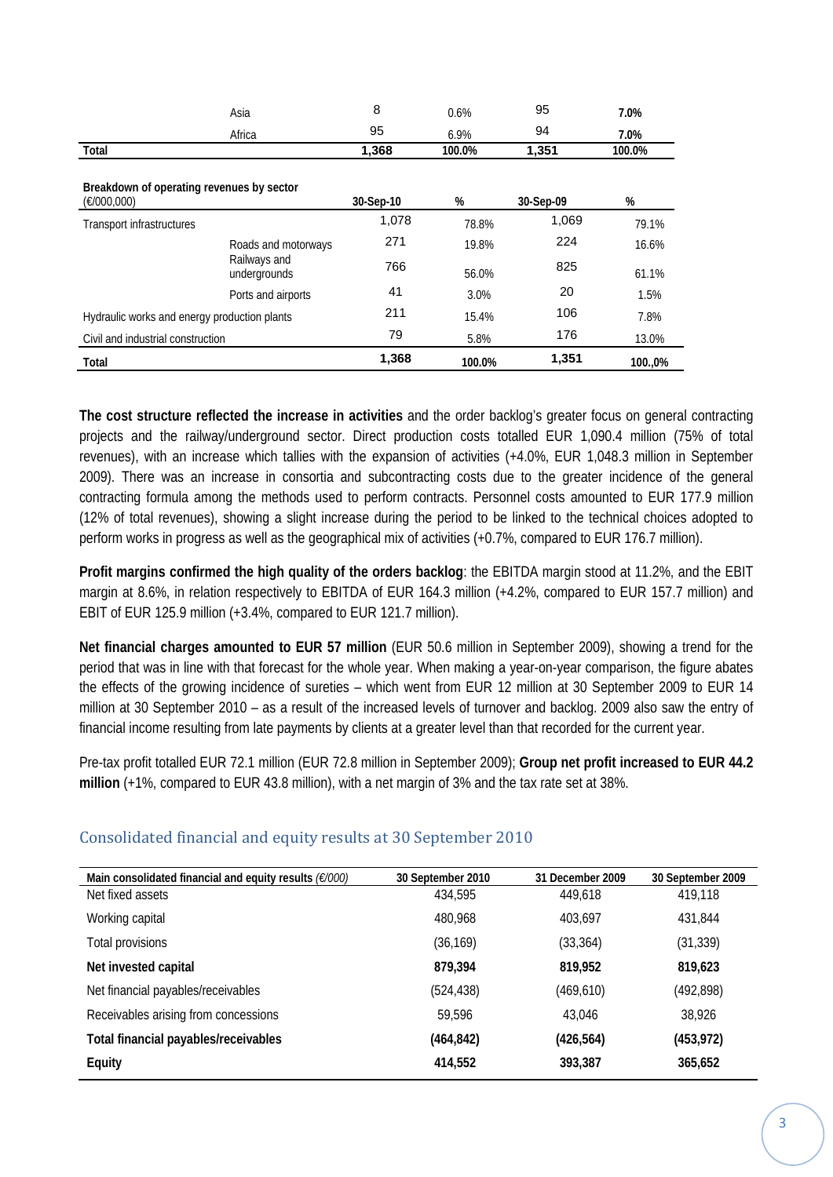| | | | | | |
|---|---|---|---|---|---|
| | Asia | 8 | 0.6% | 95 | 7.0% |
| | Africa | 95 | 6.9% | 94 | 7.0% |
| **Total** | | **1,368** | **100.0%** | **1,351** | **100.0%** |

| Breakdown of operating revenues by sector (€/000,000) | | 30-Sep-10 | % | 30-Sep-09 | % |
|---|---|---|---|---|---|
| Transport infrastructures | | 1,078 | 78.8% | 1,069 | 79.1% |
| | Roads and motorways | 271 | 19.8% | 224 | 16.6% |
| | Railways and undergrounds | 766 | 56.0% | 825 | 61.1% |
| | Ports and airports | 41 | 3.0% | 20 | 1.5% |
| Hydraulic works and energy production plants | | 211 | 15.4% | 106 | 7.8% |
| Civil and industrial construction | | 79 | 5.8% | 176 | 13.0% |
| **Total** | | **1,368** | **100.0%** | **1,351** | **100.,0%** |

**The cost structure reflected the increase in activities** and the order backlog's greater focus on general contracting projects and the railway/underground sector. Direct production costs totalled EUR 1,090.4 million (75% of total revenues), with an increase which tallies with the expansion of activities (+4.0%, EUR 1,048.3 million in September 2009). There was an increase in consortia and subcontracting costs due to the greater incidence of the general contracting formula among the methods used to perform contracts. Personnel costs amounted to EUR 177.9 million (12% of total revenues), showing a slight increase during the period to be linked to the technical choices adopted to perform works in progress as well as the geographical mix of activities (+0.7%, compared to EUR 176.7 million).

**Profit margins confirmed the high quality of the orders backlog**: the EBITDA margin stood at 11.2%, and the EBIT margin at 8.6%, in relation respectively to EBITDA of EUR 164.3 million (+4.2%, compared to EUR 157.7 million) and EBIT of EUR 125.9 million (+3.4%, compared to EUR 121.7 million).

**Net financial charges amounted to EUR 57 million** (EUR 50.6 million in September 2009), showing a trend for the period that was in line with that forecast for the whole year. When making a year-on-year comparison, the figure abates the effects of the growing incidence of sureties – which went from EUR 12 million at 30 September 2009 to EUR 14 million at 30 September 2010 – as a result of the increased levels of turnover and backlog. 2009 also saw the entry of financial income resulting from late payments by clients at a greater level than that recorded for the current year.

Pre-tax profit totalled EUR 72.1 million (EUR 72.8 million in September 2009); **Group net profit increased to EUR 44.2 million** (+1%, compared to EUR 43.8 million), with a net margin of 3% and the tax rate set at 38%.

## Consolidated financial and equity results at 30 September 2010

| Main consolidated financial and equity results *(€/000)* | 30 September 2010 | 31 December 2009 | 30 September 2009 |
|---|---|---|---|
| Net fixed assets | 434,595 | 449,618 | 419,118 |
| Working capital | 480,968 | 403,697 | 431,844 |
| Total provisions | (36,169) | (33,364) | (31,339) |
| **Net invested capital** | **879,394** | **819,952** | **819,623** |
| Net financial payables/receivables | (524,438) | (469,610) | (492,898) |
| Receivables arising from concessions | 59,596 | 43,046 | 38,926 |
| **Total financial payables/receivables** | **(464,842)** | **(426,564)** | **(453,972)** |
| **Equity** | **414,552** | **393,387** | **365,652** |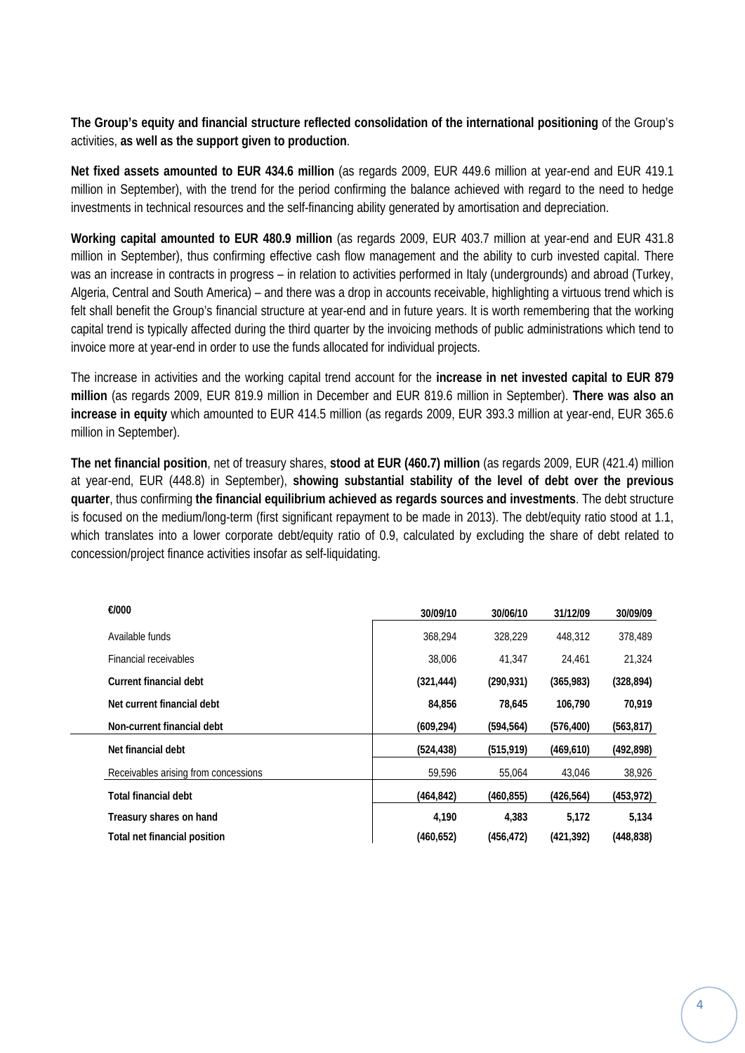**The Group's equity and financial structure reflected consolidation of the international positioning** of the Group's activities, **as well as the support given to production**.

**Net fixed assets amounted to EUR 434.6 million** (as regards 2009, EUR 449.6 million at year-end and EUR 419.1 million in September), with the trend for the period confirming the balance achieved with regard to the need to hedge investments in technical resources and the self-financing ability generated by amortisation and depreciation.

**Working capital amounted to EUR 480.9 million** (as regards 2009, EUR 403.7 million at year-end and EUR 431.8 million in September), thus confirming effective cash flow management and the ability to curb invested capital. There was an increase in contracts in progress – in relation to activities performed in Italy (undergrounds) and abroad (Turkey, Algeria, Central and South America) – and there was a drop in accounts receivable, highlighting a virtuous trend which is felt shall benefit the Group's financial structure at year-end and in future years. It is worth remembering that the working capital trend is typically affected during the third quarter by the invoicing methods of public administrations which tend to invoice more at year-end in order to use the funds allocated for individual projects.

The increase in activities and the working capital trend account for the **increase in net invested capital to EUR 879 million** (as regards 2009, EUR 819.9 million in December and EUR 819.6 million in September). **There was also an increase in equity** which amounted to EUR 414.5 million (as regards 2009, EUR 393.3 million at year-end, EUR 365.6 million in September).

**The net financial position**, net of treasury shares, **stood at EUR (460.7) million** (as regards 2009, EUR (421.4) million at year-end, EUR (448.8) in September), **showing substantial stability of the level of debt over the previous quarter**, thus confirming **the financial equilibrium achieved as regards sources and investments**. The debt structure is focused on the medium/long-term (first significant repayment to be made in 2013). The debt/equity ratio stood at 1.1, which translates into a lower corporate debt/equity ratio of 0.9, calculated by excluding the share of debt related to concession/project finance activities insofar as self-liquidating.

| €/000 | 30/09/10 | 30/06/10 | 31/12/09 | 30/09/09 |
|---|---|---|---|---|
| Available funds | 368,294 | 328,229 | 448,312 | 378,489 |
| Financial receivables | 38,006 | 41,347 | 24,461 | 21,324 |
| **Current financial debt** | **(321,444)** | **(290,931)** | **(365,983)** | **(328,894)** |
| **Net current financial debt** | **84,856** | **78,645** | **106,790** | **70,919** |
| **Non-current financial debt** | **(609,294)** | **(594,564)** | **(576,400)** | **(563,817)** |
| **Net financial debt** | **(524,438)** | **(515,919)** | **(469,610)** | **(492,898)** |
| Receivables arising from concessions | 59,596 | 55,064 | 43,046 | 38,926 |
| **Total financial debt** | **(464,842)** | **(460,855)** | **(426,564)** | **(453,972)** |
| **Treasury shares on hand** | **4,190** | **4,383** | **5,172** | **5,134** |
| **Total net financial position** | **(460,652)** | **(456,472)** | **(421,392)** | **(448,838)** |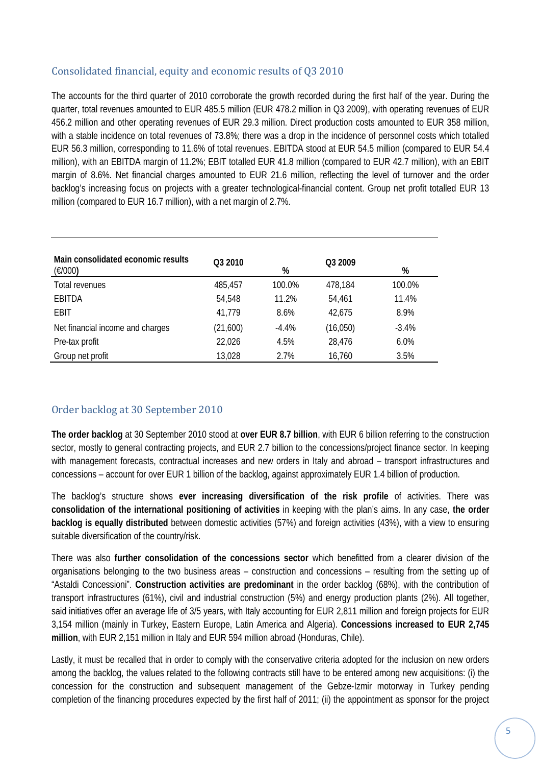## Consolidated financial, equity and economic results of Q3 2010

The accounts for the third quarter of 2010 corroborate the growth recorded during the first half of the year. During the quarter, total revenues amounted to EUR 485.5 million (EUR 478.2 million in Q3 2009), with operating revenues of EUR 456.2 million and other operating revenues of EUR 29.3 million. Direct production costs amounted to EUR 358 million, with a stable incidence on total revenues of 73.8%; there was a drop in the incidence of personnel costs which totalled EUR 56.3 million, corresponding to 11.6% of total revenues. EBITDA stood at EUR 54.5 million (compared to EUR 54.4 million), with an EBITDA margin of 11.2%; EBIT totalled EUR 41.8 million (compared to EUR 42.7 million), with an EBIT margin of 8.6%. Net financial charges amounted to EUR 21.6 million, reflecting the level of turnover and the order backlog's increasing focus on projects with a greater technological-financial content. Group net profit totalled EUR 13 million (compared to EUR 16.7 million), with a net margin of 2.7%.

| **Main consolidated economic results (€/000)** | **Q3 2010** | **%** | **Q3 2009** | **%** |
|---|---|---|---|---|
| Total revenues | 485,457 | 100.0% | 478,184 | 100.0% |
| EBITDA | 54,548 | 11.2% | 54,461 | 11.4% |
| EBIT | 41,779 | 8.6% | 42,675 | 8.9% |
| Net financial income and charges | (21,600) | -4.4% | (16,050) | -3.4% |
| Pre-tax profit | 22,026 | 4.5% | 28,476 | 6.0% |
| Group net profit | 13,028 | 2.7% | 16,760 | 3.5% |

## Order backlog at 30 September 2010

**The order backlog** at 30 September 2010 stood at **over EUR 8.7 billion**, with EUR 6 billion referring to the construction sector, mostly to general contracting projects, and EUR 2.7 billion to the concessions/project finance sector. In keeping with management forecasts, contractual increases and new orders in Italy and abroad – transport infrastructures and concessions – account for over EUR 1 billion of the backlog, against approximately EUR 1.4 billion of production.

The backlog's structure shows **ever increasing diversification of the risk profile** of activities. There was **consolidation of the international positioning of activities** in keeping with the plan's aims. In any case, **the order backlog is equally distributed** between domestic activities (57%) and foreign activities (43%), with a view to ensuring suitable diversification of the country/risk.

There was also **further consolidation of the concessions sector** which benefitted from a clearer division of the organisations belonging to the two business areas – construction and concessions – resulting from the setting up of "Astaldi Concessioni". **Construction activities are predominant** in the order backlog (68%), with the contribution of transport infrastructures (61%), civil and industrial construction (5%) and energy production plants (2%). All together, said initiatives offer an average life of 3/5 years, with Italy accounting for EUR 2,811 million and foreign projects for EUR 3,154 million (mainly in Turkey, Eastern Europe, Latin America and Algeria). **Concessions increased to EUR 2,745 million**, with EUR 2,151 million in Italy and EUR 594 million abroad (Honduras, Chile).

Lastly, it must be recalled that in order to comply with the conservative criteria adopted for the inclusion on new orders among the backlog, the values related to the following contracts still have to be entered among new acquisitions: (i) the concession for the construction and subsequent management of the Gebze-Izmir motorway in Turkey pending completion of the financing procedures expected by the first half of 2011; (ii) the appointment as sponsor for the project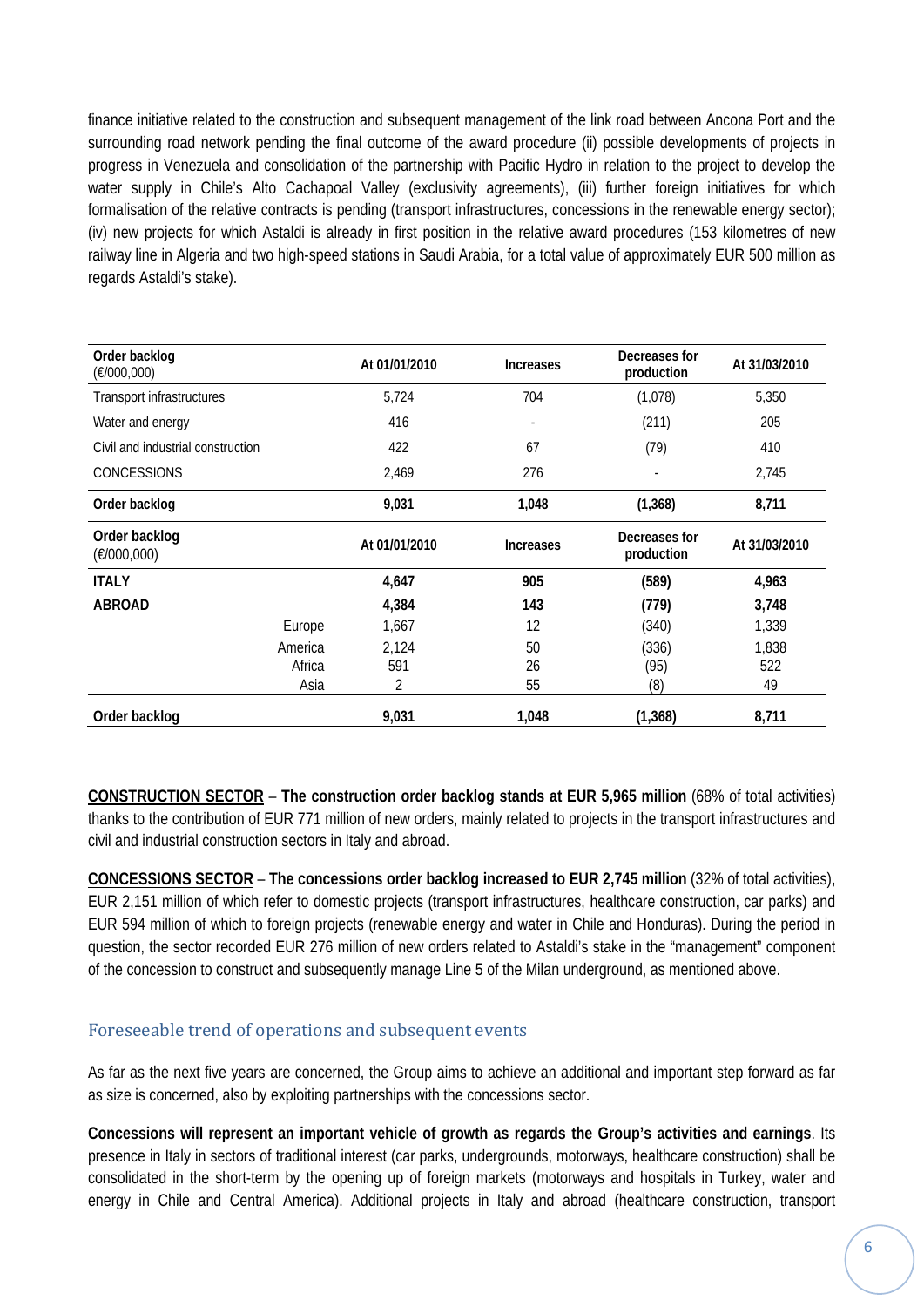finance initiative related to the construction and subsequent management of the link road between Ancona Port and the surrounding road network pending the final outcome of the award procedure (ii) possible developments of projects in progress in Venezuela and consolidation of the partnership with Pacific Hydro in relation to the project to develop the water supply in Chile's Alto Cachapoal Valley (exclusivity agreements), (iii) further foreign initiatives for which formalisation of the relative contracts is pending (transport infrastructures, concessions in the renewable energy sector); (iv) new projects for which Astaldi is already in first position in the relative award procedures (153 kilometres of new railway line in Algeria and two high-speed stations in Saudi Arabia, for a total value of approximately EUR 500 million as regards Astaldi's stake).

| Order backlog (€/000,000) | | At 01/01/2010 | Increases | Decreases for production | At 31/03/2010 |
|---|---|---|---|---|---|
| Transport infrastructures | | 5,724 | 704 | (1,078) | 5,350 |
| Water and energy | | 416 | - | (211) | 205 |
| Civil and industrial construction | | 422 | 67 | (79) | 410 |
| CONCESSIONS | | 2,469 | 276 | - | 2,745 |
| **Order backlog** | | **9,031** | **1,048** | **(1,368)** | **8,711** |

| Order backlog (€/000,000) | | At 01/01/2010 | Increases | Decreases for production | At 31/03/2010 |
|---|---|---|---|---|---|
| **ITALY** | | **4,647** | **905** | **(589)** | **4,963** |
| **ABROAD** | | **4,384** | **143** | **(779)** | **3,748** |
| | Europe | 1,667 | 12 | (340) | 1,339 |
| | America | 2,124 | 50 | (336) | 1,838 |
| | Africa | 591 | 26 | (95) | 522 |
| | Asia | 2 | 55 | (8) | 49 |
| **Order backlog** | | **9,031** | **1,048** | **(1,368)** | **8,711** |

**CONSTRUCTION SECTOR** – **The construction order backlog stands at EUR 5,965 million** (68% of total activities) thanks to the contribution of EUR 771 million of new orders, mainly related to projects in the transport infrastructures and civil and industrial construction sectors in Italy and abroad.

**CONCESSIONS SECTOR** – **The concessions order backlog increased to EUR 2,745 million** (32% of total activities), EUR 2,151 million of which refer to domestic projects (transport infrastructures, healthcare construction, car parks) and EUR 594 million of which to foreign projects (renewable energy and water in Chile and Honduras). During the period in question, the sector recorded EUR 276 million of new orders related to Astaldi's stake in the "management" component of the concession to construct and subsequently manage Line 5 of the Milan underground, as mentioned above.

## Foreseeable trend of operations and subsequent events

As far as the next five years are concerned, the Group aims to achieve an additional and important step forward as far as size is concerned, also by exploiting partnerships with the concessions sector.

**Concessions will represent an important vehicle of growth as regards the Group's activities and earnings**. Its presence in Italy in sectors of traditional interest (car parks, undergrounds, motorways, healthcare construction) shall be consolidated in the short-term by the opening up of foreign markets (motorways and hospitals in Turkey, water and energy in Chile and Central America). Additional projects in Italy and abroad (healthcare construction, transport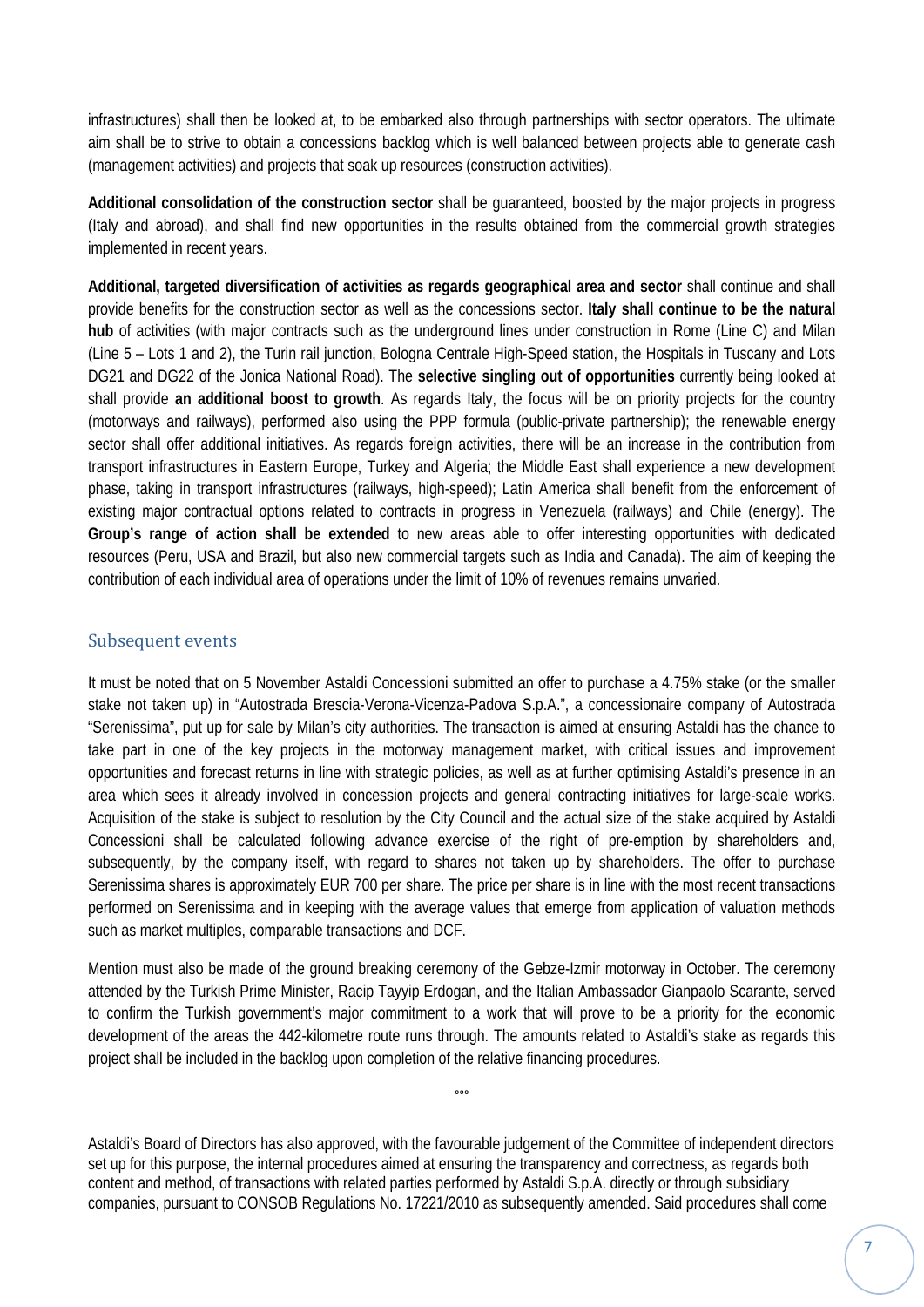infrastructures) shall then be looked at, to be embarked also through partnerships with sector operators. The ultimate aim shall be to strive to obtain a concessions backlog which is well balanced between projects able to generate cash (management activities) and projects that soak up resources (construction activities).

**Additional consolidation of the construction sector** shall be guaranteed, boosted by the major projects in progress (Italy and abroad), and shall find new opportunities in the results obtained from the commercial growth strategies implemented in recent years.

**Additional, targeted diversification of activities as regards geographical area and sector** shall continue and shall provide benefits for the construction sector as well as the concessions sector. **Italy shall continue to be the natural hub** of activities (with major contracts such as the underground lines under construction in Rome (Line C) and Milan (Line 5 – Lots 1 and 2), the Turin rail junction, Bologna Centrale High-Speed station, the Hospitals in Tuscany and Lots DG21 and DG22 of the Jonica National Road). The **selective singling out of opportunities** currently being looked at shall provide **an additional boost to growth**. As regards Italy, the focus will be on priority projects for the country (motorways and railways), performed also using the PPP formula (public-private partnership); the renewable energy sector shall offer additional initiatives. As regards foreign activities, there will be an increase in the contribution from transport infrastructures in Eastern Europe, Turkey and Algeria; the Middle East shall experience a new development phase, taking in transport infrastructures (railways, high-speed); Latin America shall benefit from the enforcement of existing major contractual options related to contracts in progress in Venezuela (railways) and Chile (energy). The **Group's range of action shall be extended** to new areas able to offer interesting opportunities with dedicated resources (Peru, USA and Brazil, but also new commercial targets such as India and Canada). The aim of keeping the contribution of each individual area of operations under the limit of 10% of revenues remains unvaried.

## Subsequent events

It must be noted that on 5 November Astaldi Concessioni submitted an offer to purchase a 4.75% stake (or the smaller stake not taken up) in "Autostrada Brescia-Verona-Vicenza-Padova S.p.A.", a concessionaire company of Autostrada "Serenissima", put up for sale by Milan's city authorities. The transaction is aimed at ensuring Astaldi has the chance to take part in one of the key projects in the motorway management market, with critical issues and improvement opportunities and forecast returns in line with strategic policies, as well as at further optimising Astaldi's presence in an area which sees it already involved in concession projects and general contracting initiatives for large-scale works. Acquisition of the stake is subject to resolution by the City Council and the actual size of the stake acquired by Astaldi Concessioni shall be calculated following advance exercise of the right of pre-emption by shareholders and, subsequently, by the company itself, with regard to shares not taken up by shareholders. The offer to purchase Serenissima shares is approximately EUR 700 per share. The price per share is in line with the most recent transactions performed on Serenissima and in keeping with the average values that emerge from application of valuation methods such as market multiples, comparable transactions and DCF.

Mention must also be made of the ground breaking ceremony of the Gebze-Izmir motorway in October. The ceremony attended by the Turkish Prime Minister, Racip Tayyip Erdogan, and the Italian Ambassador Gianpaolo Scarante, served to confirm the Turkish government's major commitment to a work that will prove to be a priority for the economic development of the areas the 442-kilometre route runs through. The amounts related to Astaldi's stake as regards this project shall be included in the backlog upon completion of the relative financing procedures.

°°°

Astaldi's Board of Directors has also approved, with the favourable judgement of the Committee of independent directors set up for this purpose, the internal procedures aimed at ensuring the transparency and correctness, as regards both content and method, of transactions with related parties performed by Astaldi S.p.A. directly or through subsidiary companies, pursuant to CONSOB Regulations No. 17221/2010 as subsequently amended. Said procedures shall come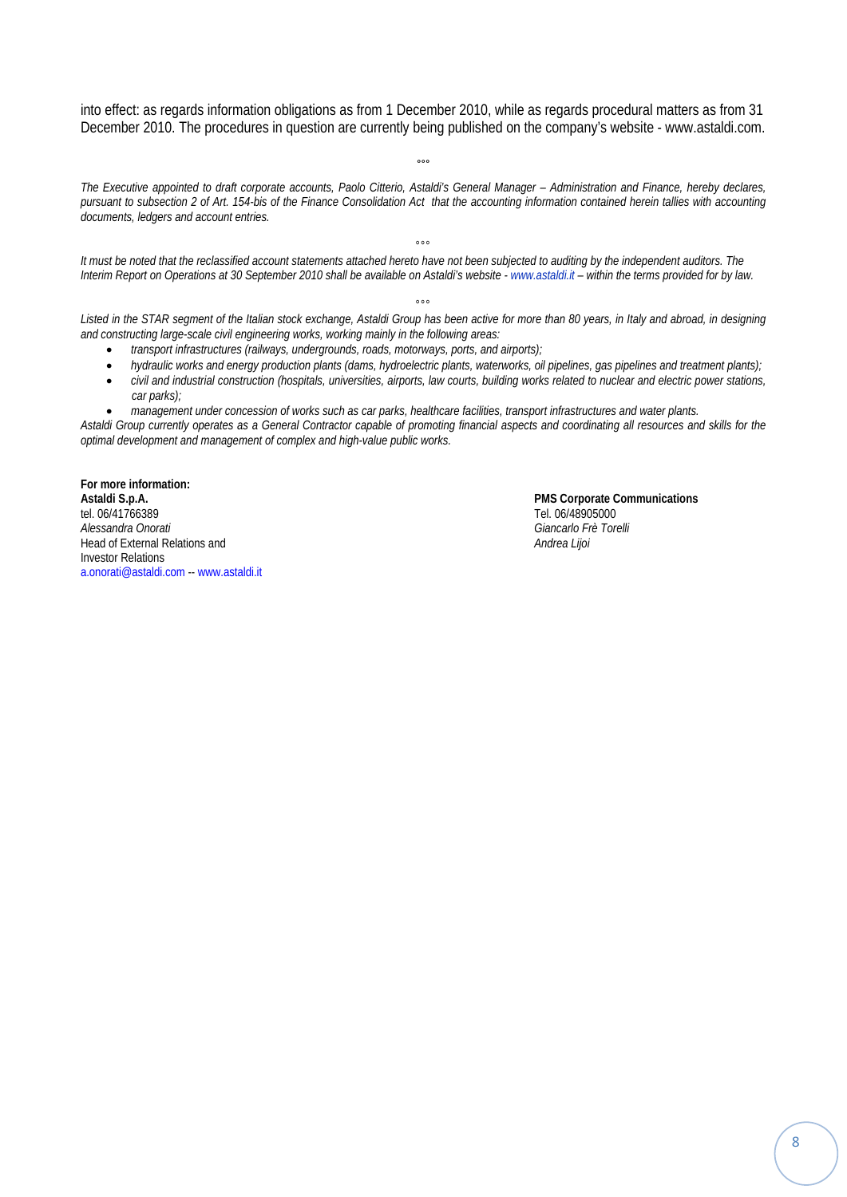into effect: as regards information obligations as from 1 December 2010, while as regards procedural matters as from 31 December 2010. The procedures in question are currently being published on the company's website - www.astaldi.com.

°°°

*The Executive appointed to draft corporate accounts, Paolo Citterio, Astaldi's General Manager – Administration and Finance, hereby declares, pursuant to subsection 2 of Art. 154-bis of the Finance Consolidation Act that the accounting information contained herein tallies with accounting documents, ledgers and account entries.*

°°°

*It must be noted that the reclassified account statements attached hereto have not been subjected to auditing by the independent auditors. The Interim Report on Operations at 30 September 2010 shall be available on Astaldi's website - www.astaldi.it – within the terms provided for by law.*

°°°

*Listed in the STAR segment of the Italian stock exchange, Astaldi Group has been active for more than 80 years, in Italy and abroad, in designing and constructing large-scale civil engineering works, working mainly in the following areas:*

- *transport infrastructures (railways, undergrounds, roads, motorways, ports, and airports);*
- *hydraulic works and energy production plants (dams, hydroelectric plants, waterworks, oil pipelines, gas pipelines and treatment plants);*
- *civil and industrial construction (hospitals, universities, airports, law courts, building works related to nuclear and electric power stations, car parks);*
- *management under concession of works such as car parks, healthcare facilities, transport infrastructures and water plants.*

*Astaldi Group currently operates as a General Contractor capable of promoting financial aspects and coordinating all resources and skills for the optimal development and management of complex and high-value public works.*

**For more information:**
**Astaldi S.p.A.**
tel. 06/41766389
*Alessandra Onorati*
Head of External Relations and
Investor Relations
a.onorati@astaldi.com -- www.astaldi.it

**PMS Corporate Communications**
Tel. 06/48905000
*Giancarlo Frè Torelli*
*Andrea Lijoi*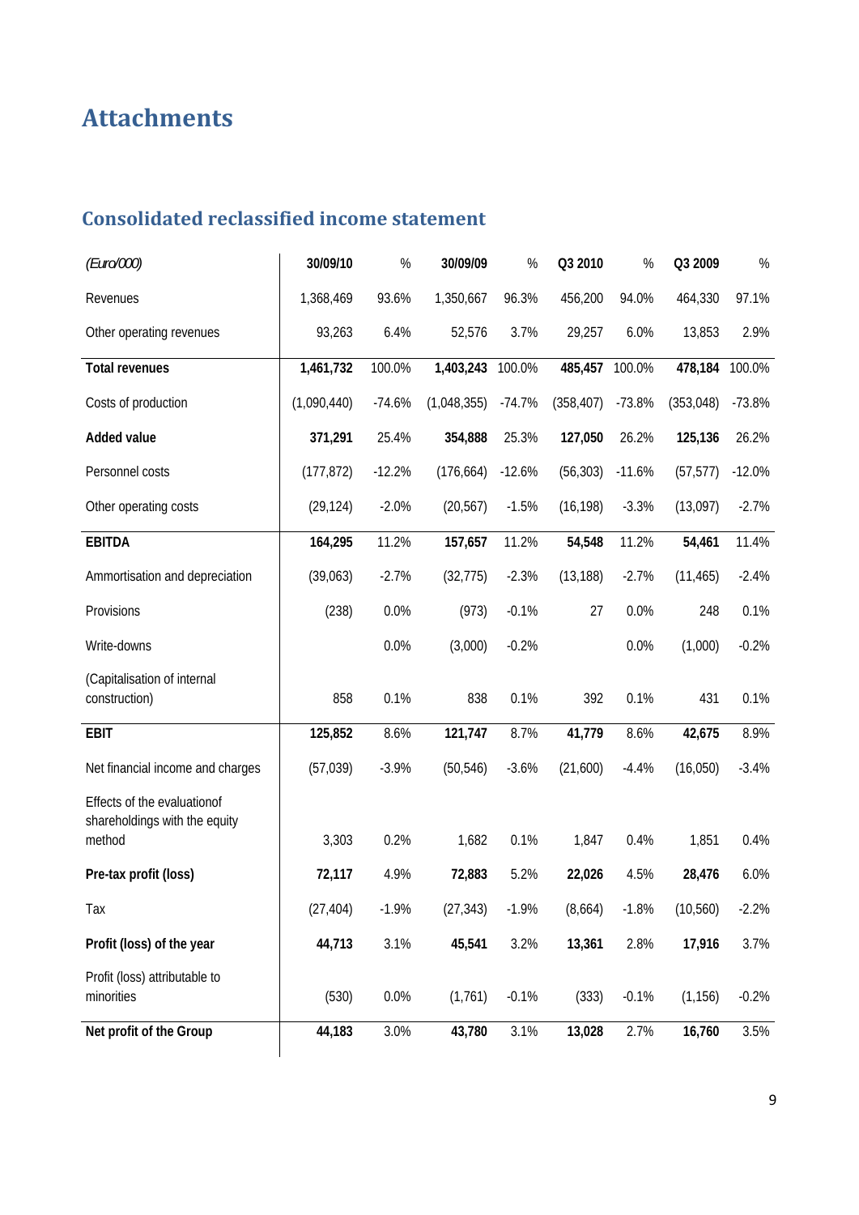# Attachments

## Consolidated reclassified income statement

| *(Euro/000)* | 30/09/10 | % | 30/09/09 | % | Q3 2010 | % | Q3 2009 | % |
|---|---|---|---|---|---|---|---|---|
| Revenues | 1,368,469 | 93.6% | 1,350,667 | 96.3% | 456,200 | 94.0% | 464,330 | 97.1% |
| Other operating revenues | 93,263 | 6.4% | 52,576 | 3.7% | 29,257 | 6.0% | 13,853 | 2.9% |
| **Total revenues** | **1,461,732** | 100.0% | **1,403,243** | 100.0% | **485,457** | 100.0% | **478,184** | 100.0% |
| Costs of production | (1,090,440) | -74.6% | (1,048,355) | -74.7% | (358,407) | -73.8% | (353,048) | -73.8% |
| **Added value** | **371,291** | 25.4% | **354,888** | 25.3% | **127,050** | 26.2% | **125,136** | 26.2% |
| Personnel costs | (177,872) | -12.2% | (176,664) | -12.6% | (56,303) | -11.6% | (57,577) | -12.0% |
| Other operating costs | (29,124) | -2.0% | (20,567) | -1.5% | (16,198) | -3.3% | (13,097) | -2.7% |
| **EBITDA** | **164,295** | 11.2% | **157,657** | 11.2% | **54,548** | 11.2% | **54,461** | 11.4% |
| Ammortisation and depreciation | (39,063) | -2.7% | (32,775) | -2.3% | (13,188) | -2.7% | (11,465) | -2.4% |
| Provisions | (238) | 0.0% | (973) | -0.1% | 27 | 0.0% | 248 | 0.1% |
| Write-downs | | 0.0% | (3,000) | -0.2% | | 0.0% | (1,000) | -0.2% |
| (Capitalisation of internal construction) | 858 | 0.1% | 838 | 0.1% | 392 | 0.1% | 431 | 0.1% |
| **EBIT** | **125,852** | 8.6% | **121,747** | 8.7% | **41,779** | 8.6% | **42,675** | 8.9% |
| Net financial income and charges | (57,039) | -3.9% | (50,546) | -3.6% | (21,600) | -4.4% | (16,050) | -3.4% |
| Effects of the evaluationof shareholdings with the equity method | 3,303 | 0.2% | 1,682 | 0.1% | 1,847 | 0.4% | 1,851 | 0.4% |
| **Pre-tax profit (loss)** | **72,117** | 4.9% | **72,883** | 5.2% | **22,026** | 4.5% | **28,476** | 6.0% |
| Tax | (27,404) | -1.9% | (27,343) | -1.9% | (8,664) | -1.8% | (10,560) | -2.2% |
| **Profit (loss) of the year** | **44,713** | 3.1% | **45,541** | 3.2% | **13,361** | 2.8% | **17,916** | 3.7% |
| Profit (loss) attributable to minorities | (530) | 0.0% | (1,761) | -0.1% | (333) | -0.1% | (1,156) | -0.2% |
| **Net profit of the Group** | **44,183** | 3.0% | **43,780** | 3.1% | **13,028** | 2.7% | **16,760** | 3.5% |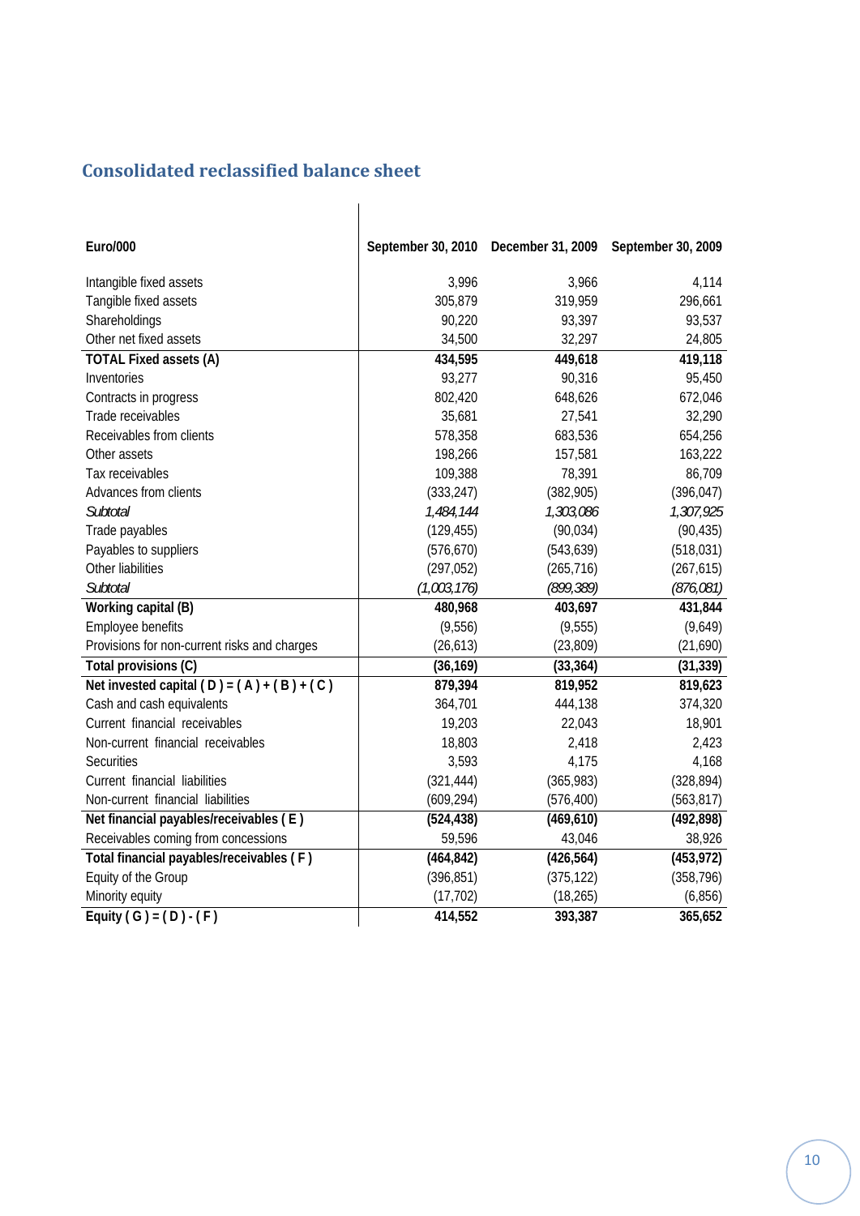## Consolidated reclassified balance sheet

| Euro/000 | September 30, 2010 | December 31, 2009 | September 30, 2009 |
|---|---|---|---|
| Intangible fixed assets | 3,996 | 3,966 | 4,114 |
| Tangible fixed assets | 305,879 | 319,959 | 296,661 |
| Shareholdings | 90,220 | 93,397 | 93,537 |
| Other net fixed assets | 34,500 | 32,297 | 24,805 |
| **TOTAL Fixed assets (A)** | **434,595** | **449,618** | **419,118** |
| Inventories | 93,277 | 90,316 | 95,450 |
| Contracts in progress | 802,420 | 648,626 | 672,046 |
| Trade receivables | 35,681 | 27,541 | 32,290 |
| Receivables from clients | 578,358 | 683,536 | 654,256 |
| Other assets | 198,266 | 157,581 | 163,222 |
| Tax receivables | 109,388 | 78,391 | 86,709 |
| Advances from clients | (333,247) | (382,905) | (396,047) |
| *Subtotal* | *1,484,144* | *1,303,086* | *1,307,925* |
| Trade payables | (129,455) | (90,034) | (90,435) |
| Payables to suppliers | (576,670) | (543,639) | (518,031) |
| Other liabilities | (297,052) | (265,716) | (267,615) |
| *Subtotal* | *(1,003,176)* | *(899,389)* | *(876,081)* |
| **Working capital (B)** | **480,968** | **403,697** | **431,844** |
| Employee benefits | (9,556) | (9,555) | (9,649) |
| Provisions for non-current risks and charges | (26,613) | (23,809) | (21,690) |
| **Total provisions (C)** | **(36,169)** | **(33,364)** | **(31,339)** |
| **Net invested capital ( D ) = ( A ) + ( B ) + ( C )** | **879,394** | **819,952** | **819,623** |
| Cash and cash equivalents | 364,701 | 444,138 | 374,320 |
| Current financial receivables | 19,203 | 22,043 | 18,901 |
| Non-current financial receivables | 18,803 | 2,418 | 2,423 |
| Securities | 3,593 | 4,175 | 4,168 |
| Current financial liabilities | (321,444) | (365,983) | (328,894) |
| Non-current financial liabilities | (609,294) | (576,400) | (563,817) |
| **Net financial payables/receivables ( E )** | **(524,438)** | **(469,610)** | **(492,898)** |
| Receivables coming from concessions | 59,596 | 43,046 | 38,926 |
| **Total financial payables/receivables ( F )** | **(464,842)** | **(426,564)** | **(453,972)** |
| Equity of the Group | (396,851) | (375,122) | (358,796) |
| Minority equity | (17,702) | (18,265) | (6,856) |
| **Equity ( G ) = ( D ) - ( F )** | **414,552** | **393,387** | **365,652** |